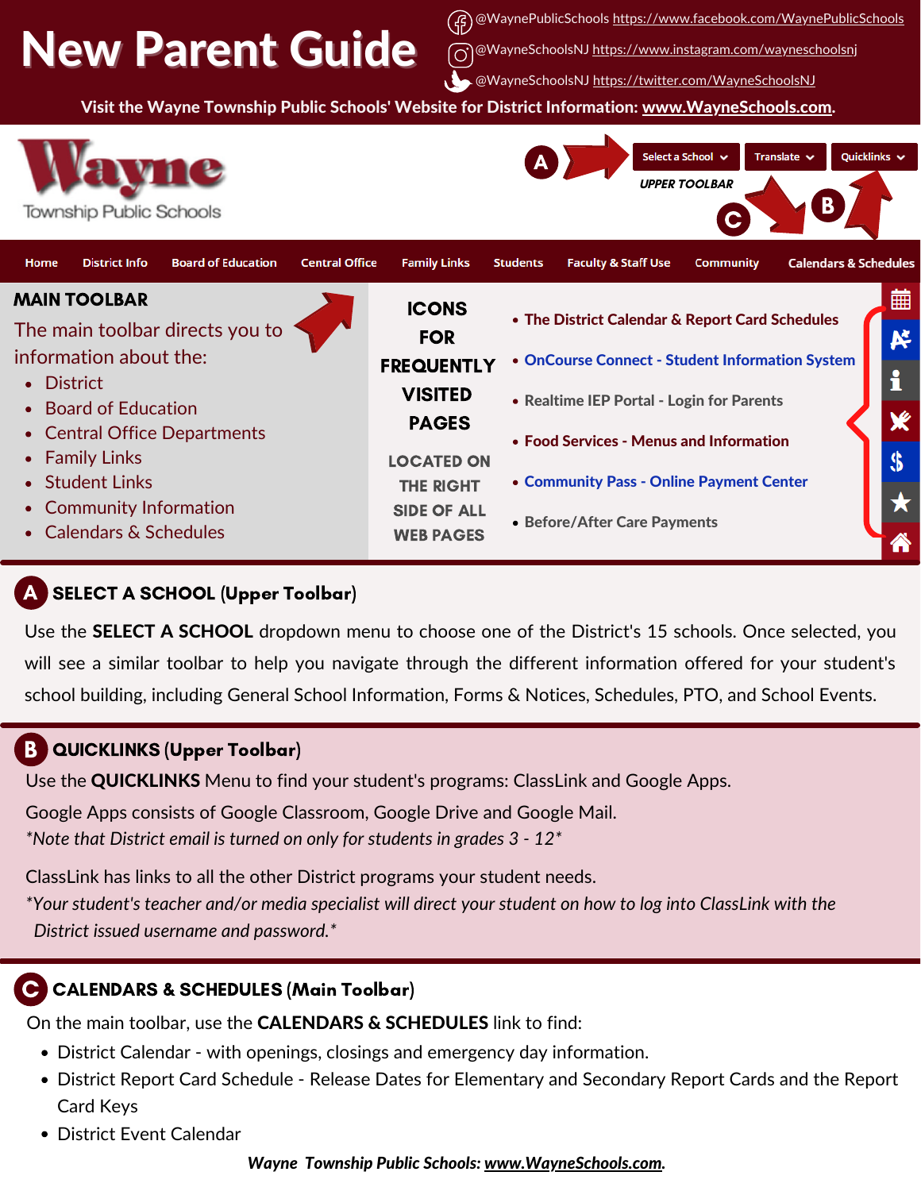# New Parent Guide

@WaynePublicSchools https://www.facebook.com/WaynePublicSchools

@WayneSchoolsNJ https://www.instagram.com/wayneschoolsnj

@WayneSchoolsNJ https://twitter.com/WayneSchoolsNJ

**Visit the Wayne Township Public Schools' Website for District Information: www.WayneSchools.com.**

Wayne Township Public Schools

Select a School | Translate | Quicklinks

UPPER TOOLBAR

Home | District Info | Board of Education | Central Office | Family Links | Students | Faculty & Staff Use | Community | Calendars & Schedules

## MAIN TOOLBAR

The main toolbar directs you to information about the:

- District
- Board of Education
- Central Office Departments
- Family Links
- Student Links
- Community Information
- Calendars & Schedules

## ICONS FOR FREQUENTLY VISITED PAGES

LOCATED ON THE RIGHT SIDE OF ALL WEB PAGES

- The District Calendar & Report Card Schedules
- OnCourse Connect - Student Information System
- Realtime IEP Portal - Login for Parents
- Food Services - Menus and Information
- Community Pass - Online Payment Center
- Before/After Care Payments

## A SELECT A SCHOOL (Upper Toolbar)

Use the **SELECT A SCHOOL** dropdown menu to choose one of the District's 15 schools. Once selected, you will see a similar toolbar to help you navigate through the different information offered for your student's school building, including General School Information, Forms & Notices, Schedules, PTO, and School Events.

## B QUICKLINKS (Upper Toolbar)

Use the **QUICKLINKS** Menu to find your student's programs: ClassLink and Google Apps.

Google Apps consists of Google Classroom, Google Drive and Google Mail.

*\*Note that District email is turned on only for students in grades 3 - 12\**

ClassLink has links to all the other District programs your student needs.

*\*Your student's teacher and/or media specialist will direct your student on how to log into ClassLink with the District issued username and password.\**

## C CALENDARS & SCHEDULES (Main Toolbar)

On the main toolbar, use the **CALENDARS & SCHEDULES** link to find:

- District Calendar - with openings, closings and emergency day information.
- District Report Card Schedule - Release Dates for Elementary and Secondary Report Cards and the Report Card Keys
- District Event Calendar

***Wayne Township Public Schools: www.WayneSchools.com.***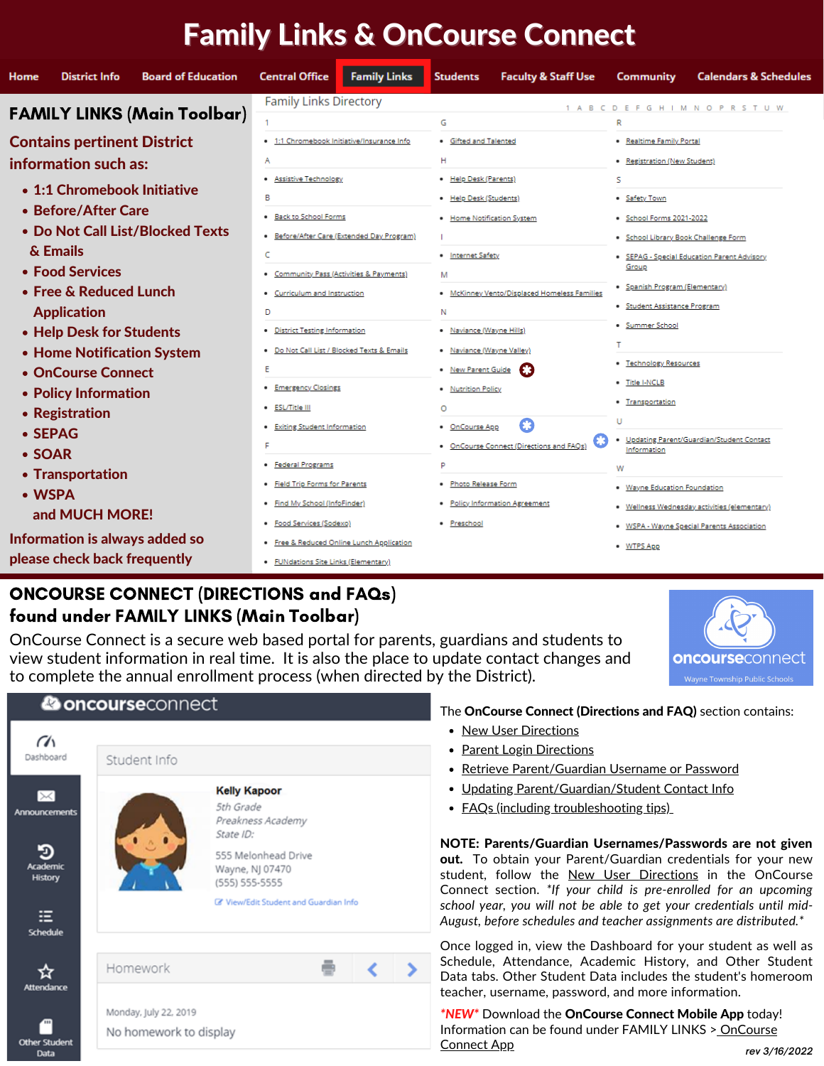# Family Links & OnCourse Connect

Home | District Info | Board of Education | Central Office | Family Links | Students | Faculty & Staff Use | Community | Calendars & Schedules

## FAMILY LINKS (Main Toolbar)

**Contains pertinent District information such as:**

- 1:1 Chromebook Initiative
- Before/After Care
- Do Not Call List/Blocked Texts & Emails
- Food Services
- Free & Reduced Lunch Application
- Help Desk for Students
- Home Notification System
- OnCourse Connect
- Policy Information
- Registration
- SEPAG
- SOAR
- Transportation
- WSPA

and MUCH MORE!

**Information is always added so please check back frequently**

Family Links Directory

1 A B C D E F G H I M N O P R S T U W

1
- 1:1 Chromebook Initiative/Insurance Info

A
- Assistive Technology

B
- Back to School Forms
- Before/After Care (Extended Day Program)

C
- Community Pass (Activities & Payments)
- Curriculum and Instruction

D
- District Testing Information
- Do Not Call List / Blocked Texts & Emails

E
- Emergency Closings
- ESL/Title III
- Exiting Student Information

F
- Federal Programs
- Field Trip Forms for Parents
- Find My School (InfoFinder)
- Food Services (Sodexo)
- Free & Reduced Online Lunch Application
- FUNdations Site Links (Elementary)

G
- Gifted and Talented

H
- Help Desk (Parents)
- Help Desk (Students)
- Home Notification System

I
- Internet Safety

M
- McKinney Vento/Displaced Homeless Families

N
- Naviance (Wayne Hills)
- Naviance (Wayne Valley)
- New Parent Guide
- Nutrition Policy

O
- OnCourse App
- OnCourse Connect (Directions and FAQs)

P
- Photo Release Form
- Policy Information Agreement
- Preschool

R
- Realtime Family Portal
- Registration (New Student)

S
- Safety Town
- School Forms 2021-2022
- School Library Book Challenge Form
- SEPAG - Special Education Parent Advisory Group
- Spanish Program (Elementary)
- Student Assistance Program
- Summer School

T
- Technology Resources
- Title I-NCLB
- Transportation

U
- Updating Parent/Guardian/Student Contact Information

W
- Wayne Education Foundation
- Wellness Wednesday activities (elementary)
- WSPA - Wayne Special Parents Association
- WTPS App

## ONCOURSE CONNECT (DIRECTIONS and FAQs) found under FAMILY LINKS (Main Toolbar)

OnCourse Connect is a secure web based portal for parents, guardians and students to view student information in real time. It is also the place to update contact changes and to complete the annual enrollment process (when directed by the District).

oncourseconnect
Wayne Township Public Schools

oncourseconnect

Dashboard
Announcements
Academic History
Schedule
Attendance
Other Student Data

Student Info

Kelly Kapoor
5th Grade
Preakness Academy
State ID:
555 Melonhead Drive
Wayne, NJ 07470
(555) 555-5555
View/Edit Student and Guardian Info

Homework
Monday, July 22, 2019
No homework to display

The **OnCourse Connect (Directions and FAQ)** section contains:

- New User Directions
- Parent Login Directions
- Retrieve Parent/Guardian Username or Password
- Updating Parent/Guardian/Student Contact Info
- FAQs (including troubleshooting tips)

**NOTE: Parents/Guardian Usernames/Passwords are not given out.** To obtain your Parent/Guardian credentials for your new student, follow the New User Directions in the OnCourse Connect section. *\*If your child is pre-enrolled for an upcoming school year, you will not be able to get your credentials until mid-August, before schedules and teacher assignments are distributed.\**

Once logged in, view the Dashboard for your student as well as Schedule, Attendance, Academic History, and Other Student Data tabs. Other Student Data includes the student's homeroom teacher, username, password, and more information.

*\*NEW\** Download the **OnCourse Connect Mobile App** today! Information can be found under FAMILY LINKS > OnCourse Connect App

*rev 3/16/2022*